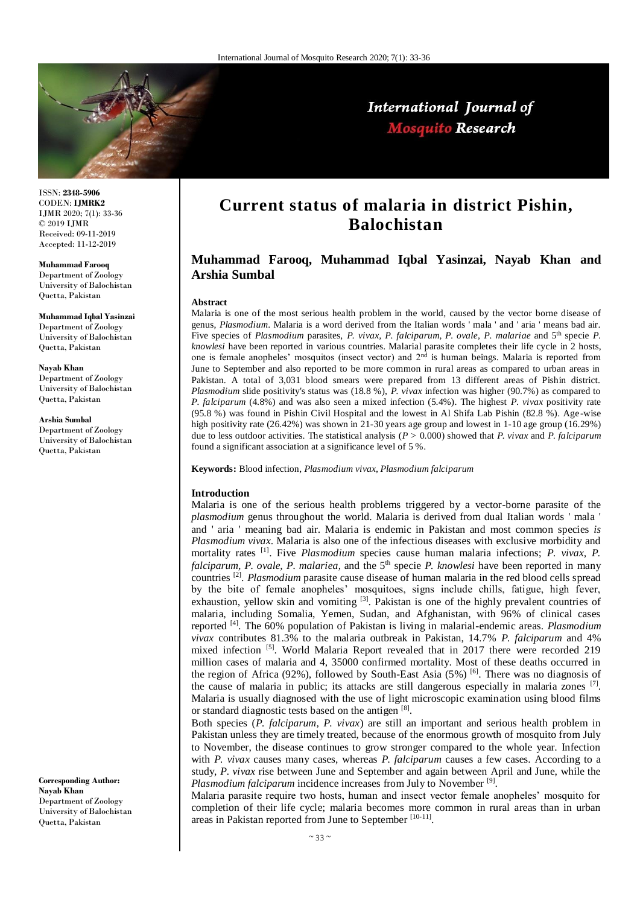# Current status of malaria in district Pishin, Balochistan

**Muhammad Farooq, Muhammad Iqbal Yasinzai, Nayab Khan and Arshia Sumbal**

ISSN: **2348-5906**
CODEN: **IJMRK2**
IJMR 2020; 7(1): 33-36
© 2019 IJMR
Received: 09-11-2019
Accepted: 11-12-2019

**Muhammad Farooq**
Department of Zoology
University of Balochistan
Quetta, Pakistan

**Muhammad Iqbal Yasinzai**
Department of Zoology
University of Balochistan
Quetta, Pakistan

**Nayab Khan**
Department of Zoology
University of Balochistan
Quetta, Pakistan

**Arshia Sumbal**
Department of Zoology
University of Balochistan
Quetta, Pakistan

**Corresponding Author:**
**Nayab Khan**
Department of Zoology
University of Balochistan
Quetta, Pakistan

### Abstract

Malaria is one of the most serious health problem in the world, caused by the vector borne disease of genus, *Plasmodium*. Malaria is a word derived from the Italian words ' mala ' and ' aria ' means bad air. Five species of *Plasmodium* parasites, *P. vivax*, *P. falciparum*, *P. ovale*, *P. malariae* and 5th specie *P. knowlesi* have been reported in various countries. Malarial parasite completes their life cycle in 2 hosts, one is female anopheles' mosquitos (insect vector) and 2nd is human beings. Malaria is reported from June to September and also reported to be more common in rural areas as compared to urban areas in Pakistan. A total of 3,031 blood smears were prepared from 13 different areas of Pishin district. *Plasmodium* slide positivity's status was (18.8 %), *P. vivax* infection was higher (90.7%) as compared to *P. falciparum* (4.8%) and was also seen a mixed infection (5.4%). The highest *P. vivax* positivity rate (95.8 %) was found in Pishin Civil Hospital and the lowest in Al Shifa Lab Pishin (82.8 %). Age-wise high positivity rate (26.42%) was shown in 21-30 years age group and lowest in 1-10 age group (16.29%) due to less outdoor activities. The statistical analysis ($P > 0.000$) showed that *P. vivax* and *P. falciparum* found a significant association at a significance level of 5 %.

**Keywords:** Blood infection, *Plasmodium vivax*, *Plasmodium falciparum*

### Introduction

Malaria is one of the serious health problems triggered by a vector-borne parasite of the *plasmodium* genus throughout the world. Malaria is derived from dual Italian words ' mala ' and ' aria ' meaning bad air. Malaria is endemic in Pakistan and most common species *is Plasmodium vivax*. Malaria is also one of the infectious diseases with exclusive morbidity and mortality rates [1]. Five *Plasmodium* species cause human malaria infections; *P. vivax, P. falciparum, P. ovale, P. malariea*, and the 5th specie *P. knowlesi* have been reported in many countries [2]. *Plasmodium* parasite cause disease of human malaria in the red blood cells spread by the bite of female anopheles' mosquitoes, signs include chills, fatigue, high fever, exhaustion, yellow skin and vomiting [3]. Pakistan is one of the highly prevalent countries of malaria, including Somalia, Yemen, Sudan, and Afghanistan, with 96% of clinical cases reported [4]. The 60% population of Pakistan is living in malarial-endemic areas. *Plasmodium vivax* contributes 81.3% to the malaria outbreak in Pakistan, 14.7% *P. falciparum* and 4% mixed infection [5]. World Malaria Report revealed that in 2017 there were recorded 219 million cases of malaria and 4, 35000 confirmed mortality. Most of these deaths occurred in the region of Africa (92%), followed by South-East Asia (5%) [6]. There was no diagnosis of the cause of malaria in public; its attacks are still dangerous especially in malaria zones [7]. Malaria is usually diagnosed with the use of light microscopic examination using blood films or standard diagnostic tests based on the antigen [8].

Both species (*P. falciparum*, *P. vivax*) are still an important and serious health problem in Pakistan unless they are timely treated, because of the enormous growth of mosquito from July to November, the disease continues to grow stronger compared to the whole year. Infection with *P. vivax* causes many cases, whereas *P. falciparum* causes a few cases. According to a study, *P. vivax* rise between June and September and again between April and June, while the *Plasmodium falciparum* incidence increases from July to November [9].

Malaria parasite require two hosts, human and insect vector female anopheles' mosquito for completion of their life cycle; malaria becomes more common in rural areas than in urban areas in Pakistan reported from June to September [10-11].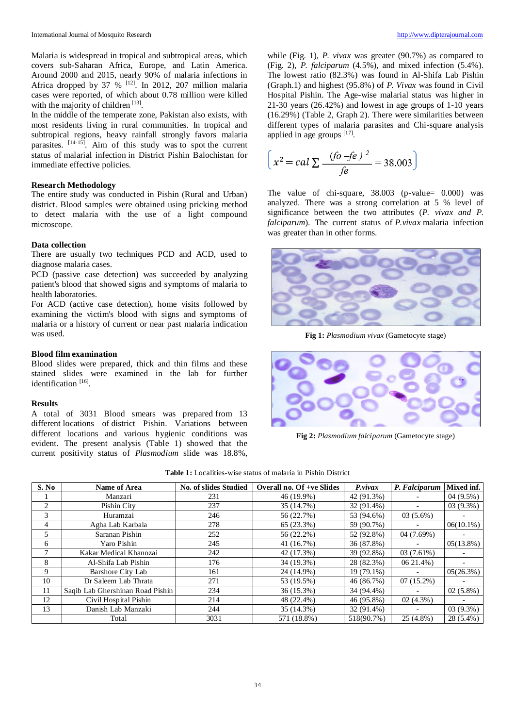Malaria is widespread in tropical and subtropical areas, which covers sub-Saharan Africa, Europe, and Latin America. Around 2000 and 2015, nearly 90% of malaria infections in Africa dropped by 37 % [12]. In 2012, 207 million malaria cases were reported, of which about 0.78 million were killed with the majority of children [13].

In the middle of the temperate zone, Pakistan also exists, with most residents living in rural communities. In tropical and subtropical regions, heavy rainfall strongly favors malaria parasites. [14-15]. Aim of this study was to spot the current status of malarial infection in District Pishin Balochistan for immediate effective policies.

### Research Methodology

The entire study was conducted in Pishin (Rural and Urban) district. Blood samples were obtained using pricking method to detect malaria with the use of a light compound microscope.

### Data collection

There are usually two techniques PCD and ACD, used to diagnose malaria cases.

PCD (passive case detection) was succeeded by analyzing patient's blood that showed signs and symptoms of malaria to health laboratories.

For ACD (active case detection), home visits followed by examining the victim's blood with signs and symptoms of malaria or a history of current or near past malaria indication was used.

### Blood film examination

Blood slides were prepared, thick and thin films and these stained slides were examined in the lab for further identification [16].

### Results

A total of 3031 Blood smears was prepared from 13 different locations of district Pishin. Variations between different locations and various hygienic conditions was evident. The present analysis (Table 1) showed that the current positivity status of *Plasmodium* slide was 18.8%, while (Fig. 1), *P. vivax* was greater (90.7%) as compared to (Fig. 2), *P. falciparum* (4.5%), and mixed infection (5.4%). The lowest ratio (82.3%) was found in Al-Shifa Lab Pishin (Graph.1) and highest (95.8%) of *P. Vivax* was found in Civil Hospital Pishin. The Age-wise malarial status was higher in 21-30 years (26.42%) and lowest in age groups of 1-10 years (16.29%) (Table 2, Graph 2). There were similarities between different types of malaria parasites and Chi-square analysis applied in age groups [17].

$$\left( x^2 = cal \sum \frac{(fo - fe)^2}{fe} = 38.003 \right)$$

The value of chi-square, 38.003 (p-value= 0.000) was analyzed. There was a strong correlation at 5 % level of significance between the two attributes (*P. vivax and P. falciparum*). The current status of *P.vivax* malaria infection was greater than in other forms.

**Fig 1:** *Plasmodium vivax* (Gametocyte stage)

**Fig 2:** *Plasmodium falciparum* (Gametocyte stage)

**Table 1:** Localities-wise status of malaria in Pishin District

| S. No | Name of Area | No. of slides Studied | Overall no. Of +ve Slides | *P.vivax* | *P. Falciparum* | Mixed inf. |
|---|---|---|---|---|---|---|
| 1 | Manzari | 231 | 46 (19.9%) | 42 (91.3%) | - | 04 (9.5%) |
| 2 | Pishin City | 237 | 35 (14.7%) | 32 (91.4%) | - | 03 (9.3%) |
| 3 | Huramzai | 246 | 56 (22.7%) | 53 (94.6%) | 03 (5.6%) | - |
| 4 | Agha Lab Karbala | 278 | 65 (23.3%) | 59 (90.7%) | - | 06(10.1%) |
| 5 | Saranan Pishin | 252 | 56 (22.2%) | 52 (92.8%) | 04 (7.69%) | - |
| 6 | Yaro Pishin | 245 | 41 (16.7%) | 36 (87.8%) | - | 05(13.8%) |
| 7 | Kakar Medical Khanozai | 242 | 42 (17.3%) | 39 (92.8%) | 03 (7.61%) | - |
| 8 | Al-Shifa Lab Pishin | 176 | 34 (19.3%) | 28 (82.3%) | 06 21.4%) | - |
| 9 | Barshore City Lab | 161 | 24 (14.9%) | 19 (79.1%) | - | 05(26.3%) |
| 10 | Dr Saleem Lab Thrata | 271 | 53 (19.5%) | 46 (86.7%) | 07 (15.2%) | - |
| 11 | Saqib Lab Ghershinan Road Pishin | 234 | 36 (15.3%) | 34 (94.4%) | - | 02 (5.8%) |
| 12 | Civil Hospital Pishin | 214 | 48 (22.4%) | 46 (95.8%) | 02 (4.3%) | - |
| 13 | Danish Lab Manzaki | 244 | 35 (14.3%) | 32 (91.4%) | - | 03 (9.3%) |
| | Total | 3031 | 571 (18.8%) | 518(90.7%) | 25 (4.8%) | 28 (5.4%) |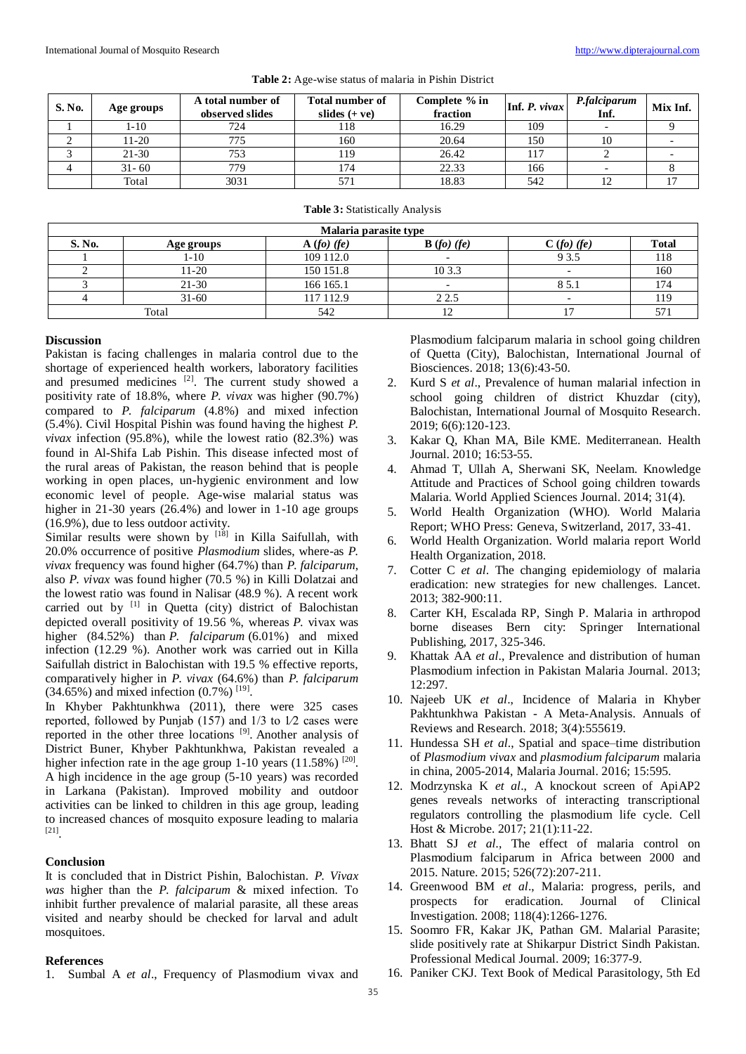**Table 2:** Age-wise status of malaria in Pishin District

| S. No. | Age groups | A total number of observed slides | Total number of slides (+ ve) | Complete % in fraction | Inf. *P. vivax* | *P.falciparum* Inf. | Mix Inf. |
|---|---|---|---|---|---|---|---|
| 1 | 1-10 | 724 | 118 | 16.29 | 109 | - | 9 |
| 2 | 11-20 | 775 | 160 | 20.64 | 150 | 10 | - |
| 3 | 21-30 | 753 | 119 | 26.42 | 117 | 2 | - |
| 4 | 31- 60 | 779 | 174 | 22.33 | 166 | - | 8 |
| | Total | 3031 | 571 | 18.83 | 542 | 12 | 17 |

**Table 3:** Statistically Analysis

| Malaria parasite type | | | | | |
|---|---|---|---|---|---|
| S. No. | Age groups | A *(fo) (fe)* | B *(fo) (fe)* | C *(fo) (fe)* | Total |
| 1 | 1-10 | 109 112.0 | - | 9 3.5 | 118 |
| 2 | 11-20 | 150 151.8 | 10 3.3 | - | 160 |
| 3 | 21-30 | 166 165.1 | - | 8 5.1 | 174 |
| 4 | 31-60 | 117 112.9 | 2 2.5 | - | 119 |
| Total | | 542 | 12 | 17 | 571 |

## Discussion

Pakistan is facing challenges in malaria control due to the shortage of experienced health workers, laboratory facilities and presumed medicines [2]. The current study showed a positivity rate of 18.8%, where *P. vivax* was higher (90.7%) compared to *P. falciparum* (4.8%) and mixed infection (5.4%). Civil Hospital Pishin was found having the highest *P. vivax* infection (95.8%), while the lowest ratio (82.3%) was found in Al-Shifa Lab Pishin. This disease infected most of the rural areas of Pakistan, the reason behind that is people working in open places, un-hygienic environment and low economic level of people. Age-wise malarial status was higher in 21-30 years (26.4%) and lower in 1-10 age groups (16.9%), due to less outdoor activity.

Similar results were shown by [18] in Killa Saifullah, with 20.0% occurrence of positive *Plasmodium* slides, where-as *P. vivax* frequency was found higher (64.7%) than *P. falciparum*, also *P. vivax* was found higher (70.5 %) in Killi Dolatzai and the lowest ratio was found in Nalisar (48.9 %). A recent work carried out by [1] in Quetta (city) district of Balochistan depicted overall positivity of 19.56 %, whereas *P.* vivax was higher (84.52%) than *P. falciparum* (6.01%) and mixed infection (12.29 %). Another work was carried out in Killa Saifullah district in Balochistan with 19.5 % effective reports, comparatively higher in *P. vivax* (64.6%) than *P. falciparum* (34.65%) and mixed infection (0.7%) [19].

In Khyber Pakhtunkhwa (2011), there were 325 cases reported, followed by Punjab (157) and 1/3 to 1⁄2 cases were reported in the other three locations [9]. Another analysis of District Buner, Khyber Pakhtunkhwa, Pakistan revealed a higher infection rate in the age group 1-10 years (11.58%) [20]. A high incidence in the age group (5-10 years) was recorded in Larkana (Pakistan). Improved mobility and outdoor activities can be linked to children in this age group, leading to increased chances of mosquito exposure leading to malaria [21].

## Conclusion

It is concluded that in District Pishin, Balochistan. *P. Vivax was* higher than the *P. falciparum* & mixed infection. To inhibit further prevalence of malarial parasite, all these areas visited and nearby should be checked for larval and adult mosquitoes.

## References

1. Sumbal A *et al*., Frequency of Plasmodium vivax and Plasmodium falciparum malaria in school going children of Quetta (City), Balochistan, International Journal of Biosciences. 2018; 13(6):43-50.
2. Kurd S *et al*., Prevalence of human malarial infection in school going children of district Khuzdar (city), Balochistan, International Journal of Mosquito Research. 2019; 6(6):120-123.
3. Kakar Q, Khan MA, Bile KME. Mediterranean. Health Journal. 2010; 16:53-55.
4. Ahmad T, Ullah A, Sherwani SK, Neelam. Knowledge Attitude and Practices of School going children towards Malaria. World Applied Sciences Journal. 2014; 31(4).
5. World Health Organization (WHO). World Malaria Report; WHO Press: Geneva, Switzerland, 2017, 33-41.
6. World Health Organization. World malaria report World Health Organization, 2018.
7. Cotter C *et al*. The changing epidemiology of malaria eradication: new strategies for new challenges. Lancet. 2013; 382-900:11.
8. Carter KH, Escalada RP, Singh P. Malaria in arthropod borne diseases Bern city: Springer International Publishing, 2017, 325-346.
9. Khattak AA *et al*., Prevalence and distribution of human Plasmodium infection in Pakistan Malaria Journal. 2013; 12:297.
10. Najeeb UK *et al*., Incidence of Malaria in Khyber Pakhtunkhwa Pakistan - A Meta-Analysis. Annuals of Reviews and Research. 2018; 3(4):555619.
11. Hundessa SH *et al*., Spatial and space–time distribution of *Plasmodium vivax* and *plasmodium falciparum* malaria in china, 2005-2014, Malaria Journal. 2016; 15:595.
12. Modrzynska K *et al*., A knockout screen of ApiAP2 genes reveals networks of interacting transcriptional regulators controlling the plasmodium life cycle. Cell Host & Microbe. 2017; 21(1):11-22.
13. Bhatt SJ *et al.*, The effect of malaria control on Plasmodium falciparum in Africa between 2000 and 2015. Nature. 2015; 526(72):207-211.
14. Greenwood BM *et al*., Malaria: progress, perils, and prospects for eradication. Journal of Clinical Investigation. 2008; 118(4):1266-1276.
15. Soomro FR, Kakar JK, Pathan GM. Malarial Parasite; slide positively rate at Shikarpur District Sindh Pakistan. Professional Medical Journal. 2009; 16:377-9.
16. Paniker CKJ. Text Book of Medical Parasitology, 5th Ed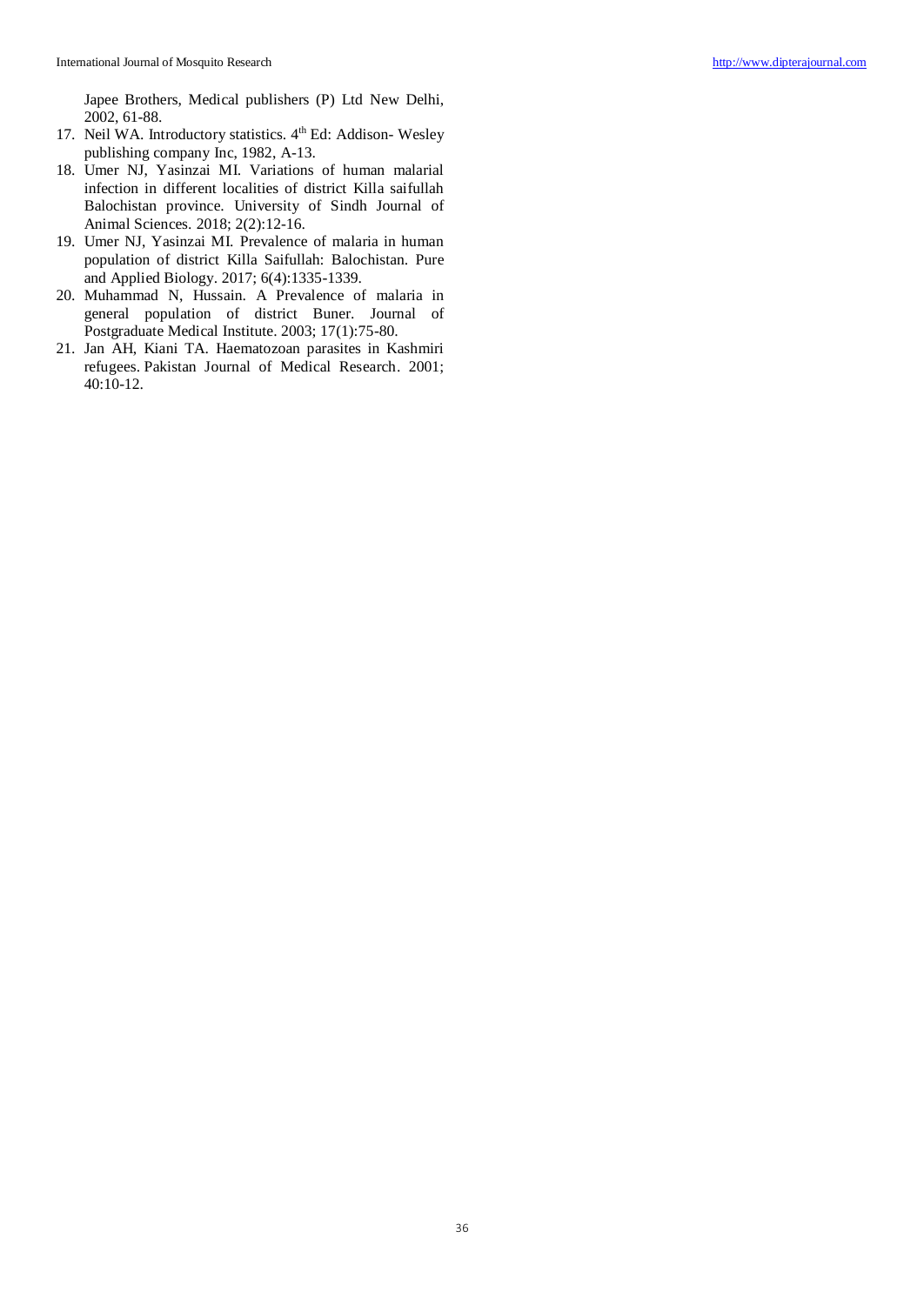Japee Brothers, Medical publishers (P) Ltd New Delhi, 2002, 61-88.

17. Neil WA. Introductory statistics. 4th Ed: Addison- Wesley publishing company Inc, 1982, A-13.
18. Umer NJ, Yasinzai MI. Variations of human malarial infection in different localities of district Killa saifullah Balochistan province. University of Sindh Journal of Animal Sciences. 2018; 2(2):12-16.
19. Umer NJ, Yasinzai MI. Prevalence of malaria in human population of district Killa Saifullah: Balochistan. Pure and Applied Biology. 2017; 6(4):1335-1339.
20. Muhammad N, Hussain. A Prevalence of malaria in general population of district Buner. Journal of Postgraduate Medical Institute. 2003; 17(1):75-80.
21. Jan AH, Kiani TA. Haematozoan parasites in Kashmiri refugees. Pakistan Journal of Medical Research. 2001; 40:10-12.